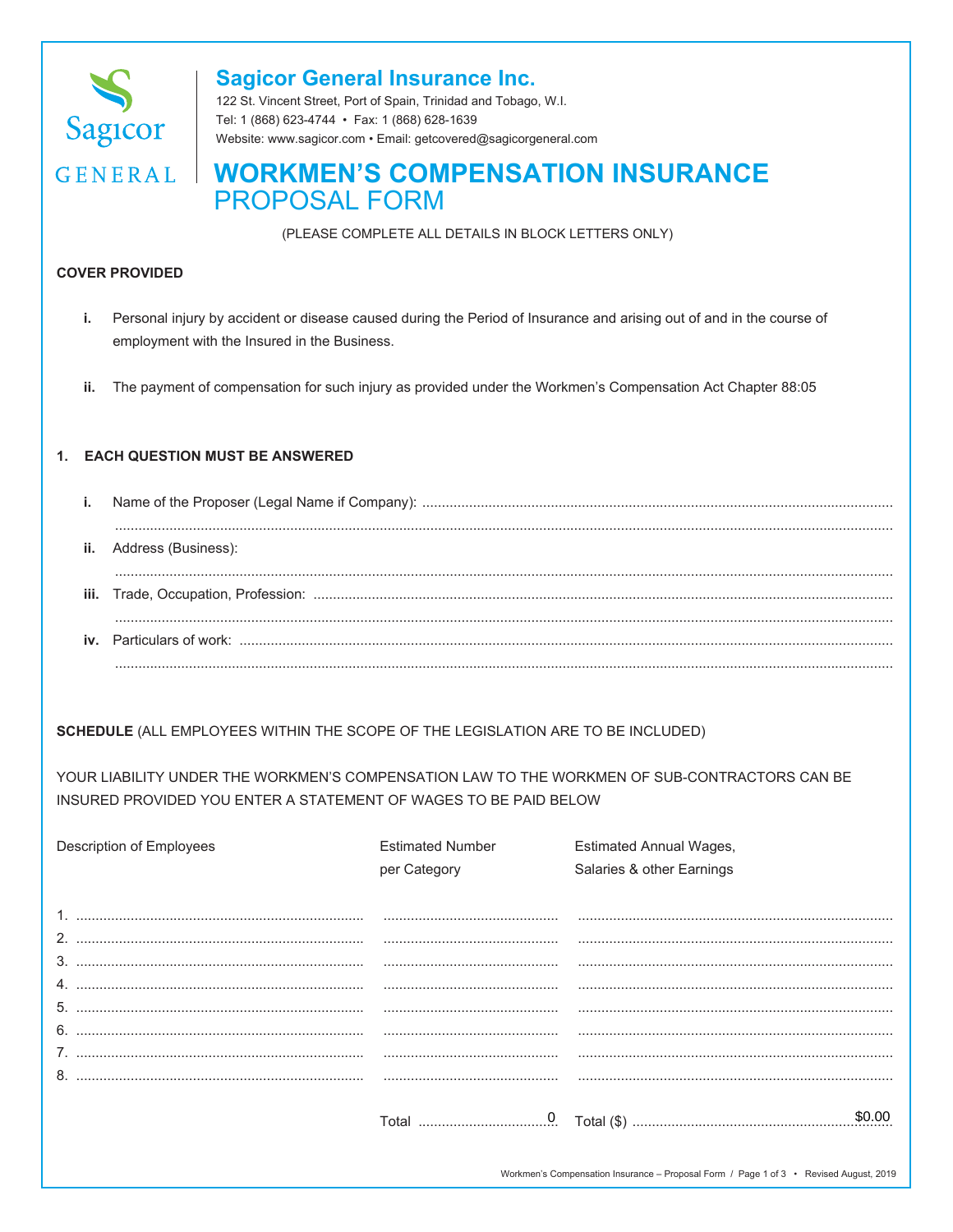## Sagicor General Insurance Inc.

122 St. Vincent Street, Port of Spain, Trinidad and Tobago, W.I.
Tel: 1 (868) 623-4744 • Fax: 1 (868) 628-1639
Website: www.sagicor.com • Email: getcovered@sagicorgeneral.com

# WORKMEN'S COMPENSATION INSURANCE PROPOSAL FORM

(PLEASE COMPLETE ALL DETAILS IN BLOCK LETTERS ONLY)

**COVER PROVIDED**

**i.** Personal injury by accident or disease caused during the Period of Insurance and arising out of and in the course of employment with the Insured in the Business.

**ii.** The payment of compensation for such injury as provided under the Workmen's Compensation Act Chapter 88:05

**1. EACH QUESTION MUST BE ANSWERED**

**i.** Name of the Proposer (Legal Name if Company): ..........................................................................

..........................................................................

**ii.** Address (Business):

..........................................................................

**iii.** Trade, Occupation, Profession: ..........................................................................

..........................................................................

**iv.** Particulars of work: ..........................................................................

..........................................................................

**SCHEDULE** (ALL EMPLOYEES WITHIN THE SCOPE OF THE LEGISLATION ARE TO BE INCLUDED)

YOUR LIABILITY UNDER THE WORKMEN'S COMPENSATION LAW TO THE WORKMEN OF SUB-CONTRACTORS CAN BE INSURED PROVIDED YOU ENTER A STATEMENT OF WAGES TO BE PAID BELOW

| Description of Employees | Estimated Number per Category | Estimated Annual Wages, Salaries & other Earnings |
|---|---|---|
| 1. | | |
| 2. | | |
| 3. | | |
| 4. | | |
| 5. | | |
| 6. | | |
| 7. | | |
| 8. | | |
| | Total 0 | Total ($) $0.00 |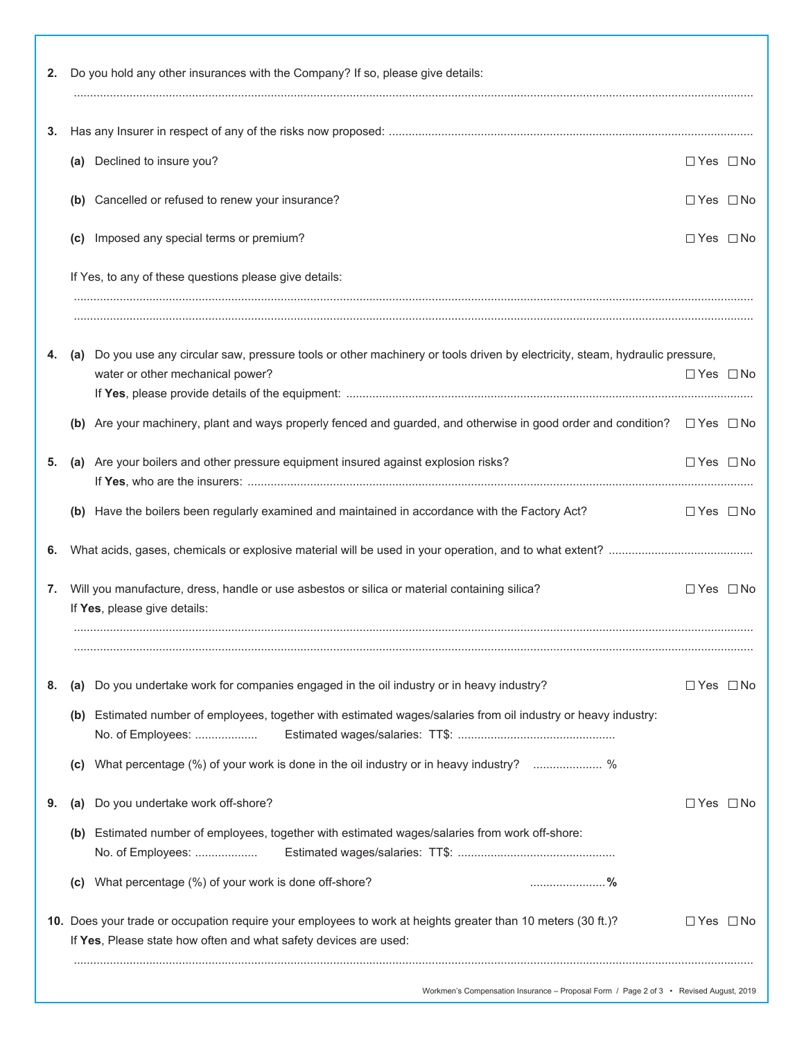**2.** Do you hold any other insurances with the Company? If so, please give details:

..........................................................................................................................................................................................................

**3.** Has any Insurer in respect of any of the risks now proposed: ..............................................................................................................

**(a)** Declined to insure you? ☐ Yes ☐ No

**(b)** Cancelled or refused to renew your insurance? ☐ Yes ☐ No

**(c)** Imposed any special terms or premium? ☐ Yes ☐ No

If Yes, to any of these questions please give details:

..........................................................................................................................................................................................................

..........................................................................................................................................................................................................

**4.** **(a)** Do you use any circular saw, pressure tools or other machinery or tools driven by electricity, steam, hydraulic pressure, water or other mechanical power? ☐ Yes ☐ No

If **Yes**, please provide details of the equipment: ..........................................................................................................................

**(b)** Are your machinery, plant and ways properly fenced and guarded, and otherwise in good order and condition? ☐ Yes ☐ No

**5.** **(a)** Are your boilers and other pressure equipment insured against explosion risks? ☐ Yes ☐ No

If **Yes**, who are the insurers: ..........................................................................................................................................................

**(b)** Have the boilers been regularly examined and maintained in accordance with the Factory Act? ☐ Yes ☐ No

**6.** What acids, gases, chemicals or explosive material will be used in your operation, and to what extent? ............................................

**7.** Will you manufacture, dress, handle or use asbestos or silica or material containing silica? ☐ Yes ☐ No

If **Yes**, please give details:

..........................................................................................................................................................................................................

..........................................................................................................................................................................................................

**8.** **(a)** Do you undertake work for companies engaged in the oil industry or in heavy industry? ☐ Yes ☐ No

**(b)** Estimated number of employees, together with estimated wages/salaries from oil industry or heavy industry:

No. of Employees: .................. Estimated wages/salaries: TT$: ...............................................

**(c)** What percentage (%) of your work is done in the oil industry or in heavy industry? .................... %

**9.** **(a)** Do you undertake work off-shore? ☐ Yes ☐ No

**(b)** Estimated number of employees, together with estimated wages/salaries from work off-shore:

No. of Employees: .................. Estimated wages/salaries: TT$: ...............................................

**(c)** What percentage (%) of your work is done off-shore? ....................... **%**

**10.** Does your trade or occupation require your employees to work at heights greater than 10 meters (30 ft.)? ☐ Yes ☐ No

If **Yes**, Please state how often and what safety devices are used:

..........................................................................................................................................................................................................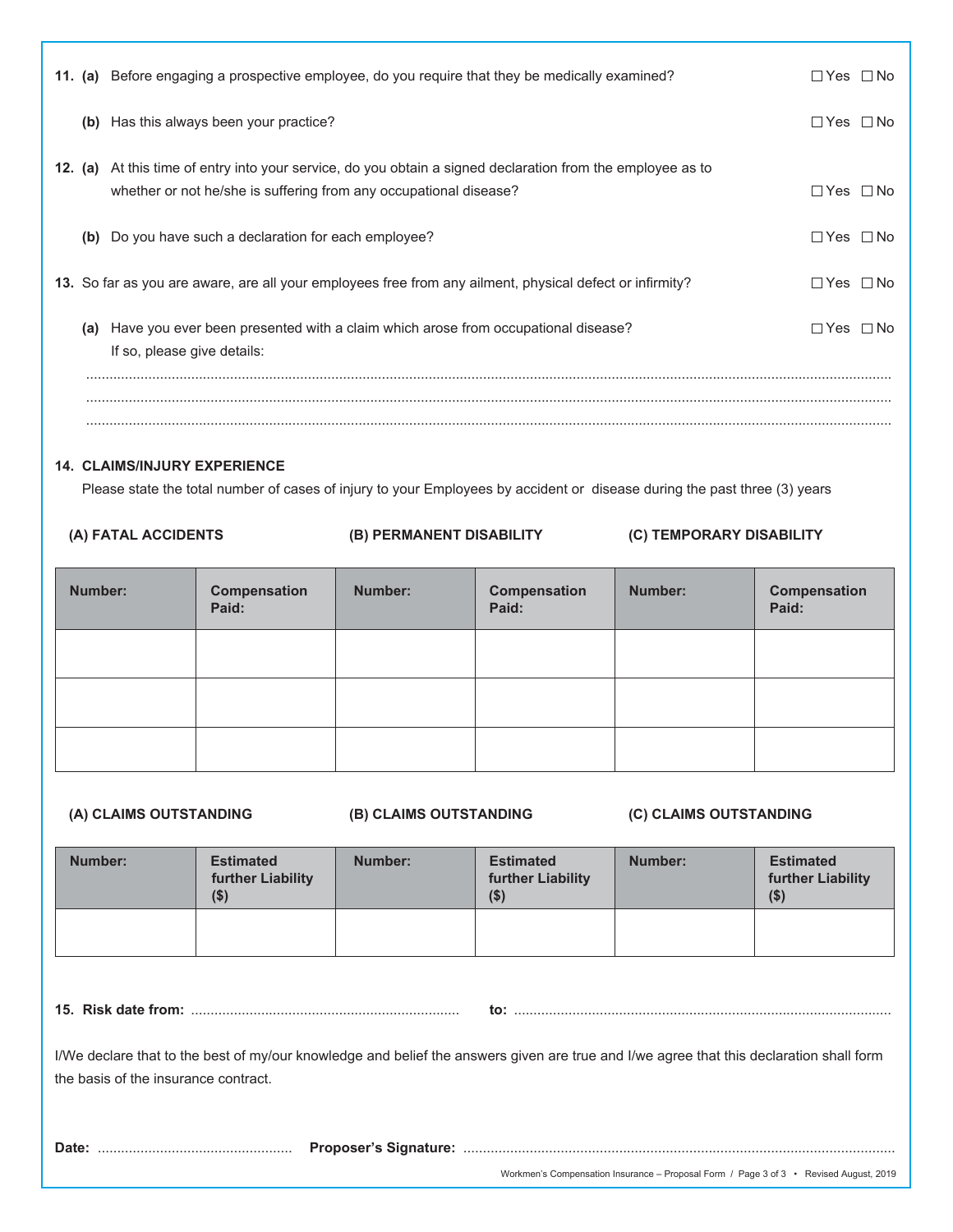11. (a) Before engaging a prospective employee, do you require that they be medically examined? ☐ Yes ☐ No

(b) Has this always been your practice? ☐ Yes ☐ No

12. (a) At this time of entry into your service, do you obtain a signed declaration from the employee as to whether or not he/she is suffering from any occupational disease? ☐ Yes ☐ No

(b) Do you have such a declaration for each employee? ☐ Yes ☐ No

13. So far as you are aware, are all your employees free from any ailment, physical defect or infirmity? ☐ Yes ☐ No

(a) Have you ever been presented with a claim which arose from occupational disease? ☐ Yes ☐ No

If so, please give details:

.....................................................................................................................................................................................

.....................................................................................................................................................................................

.....................................................................................................................................................................................

**14. CLAIMS/INJURY EXPERIENCE**

Please state the total number of cases of injury to your Employees by accident or disease during the past three (3) years

| (A) FATAL ACCIDENTS | | (B) PERMANENT DISABILITY | | (C) TEMPORARY DISABILITY | |
|---|---|---|---|---|---|
| **Number:** | **Compensation Paid:** | **Number:** | **Compensation Paid:** | **Number:** | **Compensation Paid:** |
| | | | | | |
| | | | | | |
| | | | | | |

| (A) CLAIMS OUTSTANDING | | (B) CLAIMS OUTSTANDING | | (C) CLAIMS OUTSTANDING | |
|---|---|---|---|---|---|
| **Number:** | **Estimated further Liability ($)** | **Number:** | **Estimated further Liability ($)** | **Number:** | **Estimated further Liability ($)** |
| | | | | | |

**15. Risk date from:** .................................................................... **to:** ....................................................................

I/We declare that to the best of my/our knowledge and belief the answers given are true and I/we agree that this declaration shall form the basis of the insurance contract.

**Date:** ................................................. **Proposer's Signature:** .............................................................................................